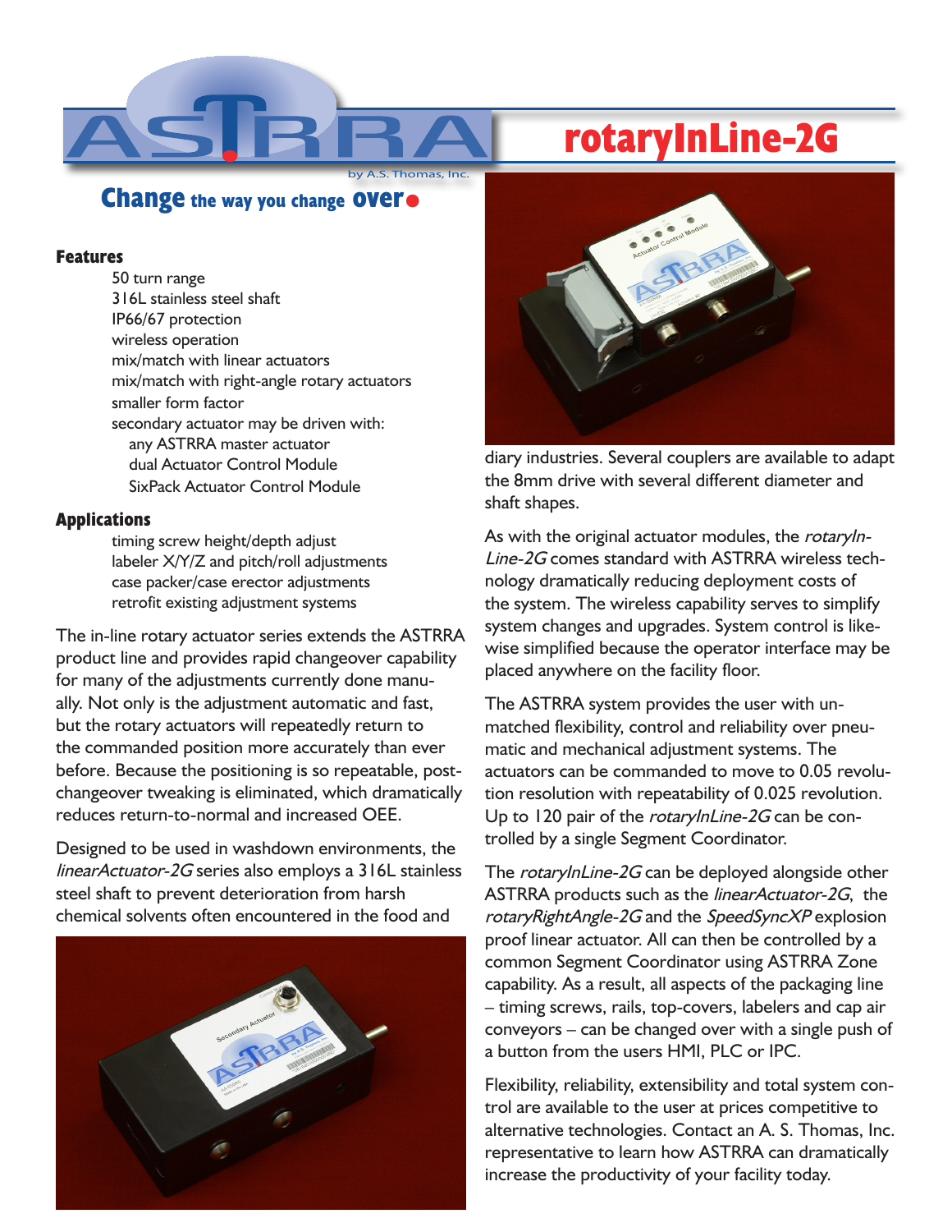ASTRRA

by A.S. Thomas, Inc.

# rotaryInLine-2G

## Change the way you change over

### Features

- 50 turn range
- 316L stainless steel shaft
- IP66/67 protection
- wireless operation
- mix/match with linear actuators
- mix/match with right-angle rotary actuators
- smaller form factor
- secondary actuator may be driven with:
  - any ASTRRA master actuator
  - dual Actuator Control Module
  - SixPack Actuator Control Module

### Applications

- timing screw height/depth adjust
- labeler X/Y/Z and pitch/roll adjustments
- case packer/case erector adjustments
- retrofit existing adjustment systems

The in-line rotary actuator series extends the ASTRRA product line and provides rapid changeover capability for many of the adjustments currently done manually. Not only is the adjustment automatic and fast, but the rotary actuators will repeatedly return to the commanded position more accurately than ever before. Because the positioning is so repeatable, post-changeover tweaking is eliminated, which dramatically reduces return-to-normal and increased OEE.

Designed to be used in washdown environments, the *linearActuator-2G* series also employs a 316L stainless steel shaft to prevent deterioration from harsh chemical solvents often encountered in the food and diary industries. Several couplers are available to adapt the 8mm drive with several different diameter and shaft shapes.

As with the original actuator modules, the *rotaryInLine-2G* comes standard with ASTRRA wireless technology dramatically reducing deployment costs of the system. The wireless capability serves to simplify system changes and upgrades. System control is likewise simplified because the operator interface may be placed anywhere on the facility floor.

The ASTRRA system provides the user with unmatched flexibility, control and reliability over pneumatic and mechanical adjustment systems. The actuators can be commanded to move to 0.05 revolution resolution with repeatability of 0.025 revolution. Up to 120 pair of the *rotaryInLine-2G* can be controlled by a single Segment Coordinator.

The *rotaryInLine-2G* can be deployed alongside other ASTRRA products such as the *linearActuator-2G*, the *rotaryRightAngle-2G* and the *SpeedSyncXP* explosion proof linear actuator. All can then be controlled by a common Segment Coordinator using ASTRRA Zone capability. As a result, all aspects of the packaging line – timing screws, rails, top-covers, labelers and cap air conveyors – can be changed over with a single push of a button from the users HMI, PLC or IPC.

Flexibility, reliability, extensibility and total system control are available to the user at prices competitive to alternative technologies. Contact an A. S. Thomas, Inc. representative to learn how ASTRRA can dramatically increase the productivity of your facility today.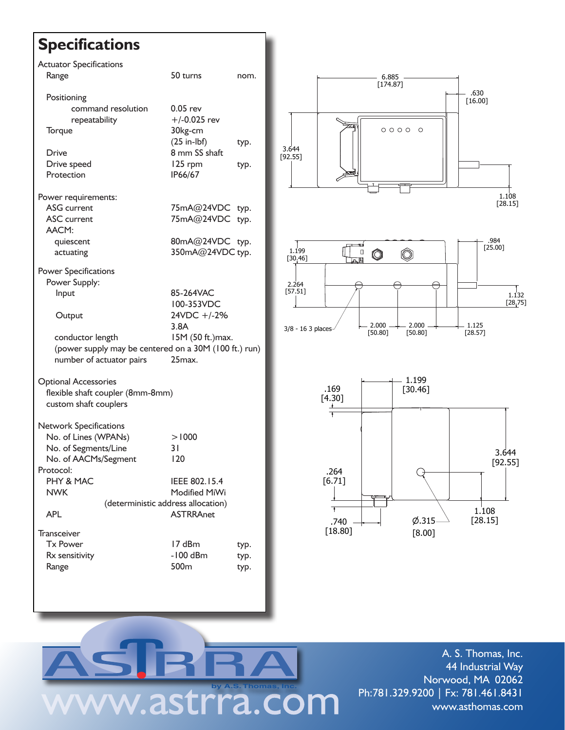# Specifications

| | | |
|---|---|---|
| **Actuator Specifications** | | |
| Range | 50 turns | nom. |
| Positioning | | |
| command resolution | 0.05 rev | |
| repeatability | +/-0.025 rev | |
| Torque | 30kg-cm | |
| | (25 in-lbf) | typ. |
| Drive | 8 mm SS shaft | |
| Drive speed | 125 rpm | typ. |
| Protection | IP66/67 | |
| **Power requirements:** | | |
| ASG current | 75mA@24VDC | typ. |
| ASC current | 75mA@24VDC | typ. |
| AACM: | | |
| quiescent | 80mA@24VDC | typ. |
| actuating | 350mA@24VDC | typ. |
| **Power Specifications** | | |
| Power Supply: | | |
| Input | 85-264VAC | |
| | 100-353VDC | |
| Output | 24VDC +/-2% | |
| | 3.8A | |
| conductor length | 15M (50 ft.)max. | |
| (power supply may be centered on a 30M (100 ft.) run) | | |
| number of actuator pairs | 25max. | |
| **Optional Accessories** | | |
| flexible shaft coupler (8mm-8mm) | | |
| custom shaft couplers | | |
| **Network Specifications** | | |
| No. of Lines (WPANs) | >1000 | |
| No. of Segments/Line | 31 | |
| No. of AACMs/Segment | 120 | |
| **Protocol:** | | |
| PHY & MAC | IEEE 802.15.4 | |
| NWK | Modified MiWi | |
| | (deterministic address allocation) | |
| APL | ASTRRAnet | |
| **Transceiver** | | |
| Tx Power | 17 dBm | typ. |
| Rx sensitivity | -100 dBm | typ. |
| Range | 500m | typ. |

6.885
[174.87]
.630
[16.00]
3.644
[92.55]
1.108
[28.15]

1.199
[30.46]
.984
[25.00]
2.264
[57.51]
1.132
[28.75]
3/8 - 16 3 places
2.000
[50.80]
2.000
[50.80]
1.125
[28.57]

.169
[4.30]
1.199
[30.46]
3.644
[92.55]
.264
[6.71]
1.108
[28.15]
.740
[18.80]
Ø.315
[8.00]

ASTRRA by A.S. Thomas, Inc.
www.astrra.com

A. S. Thomas, Inc.
44 Industrial Way
Norwood, MA 02062
Ph:781.329.9200 | Fx: 781.461.8431
www.asthomas.com